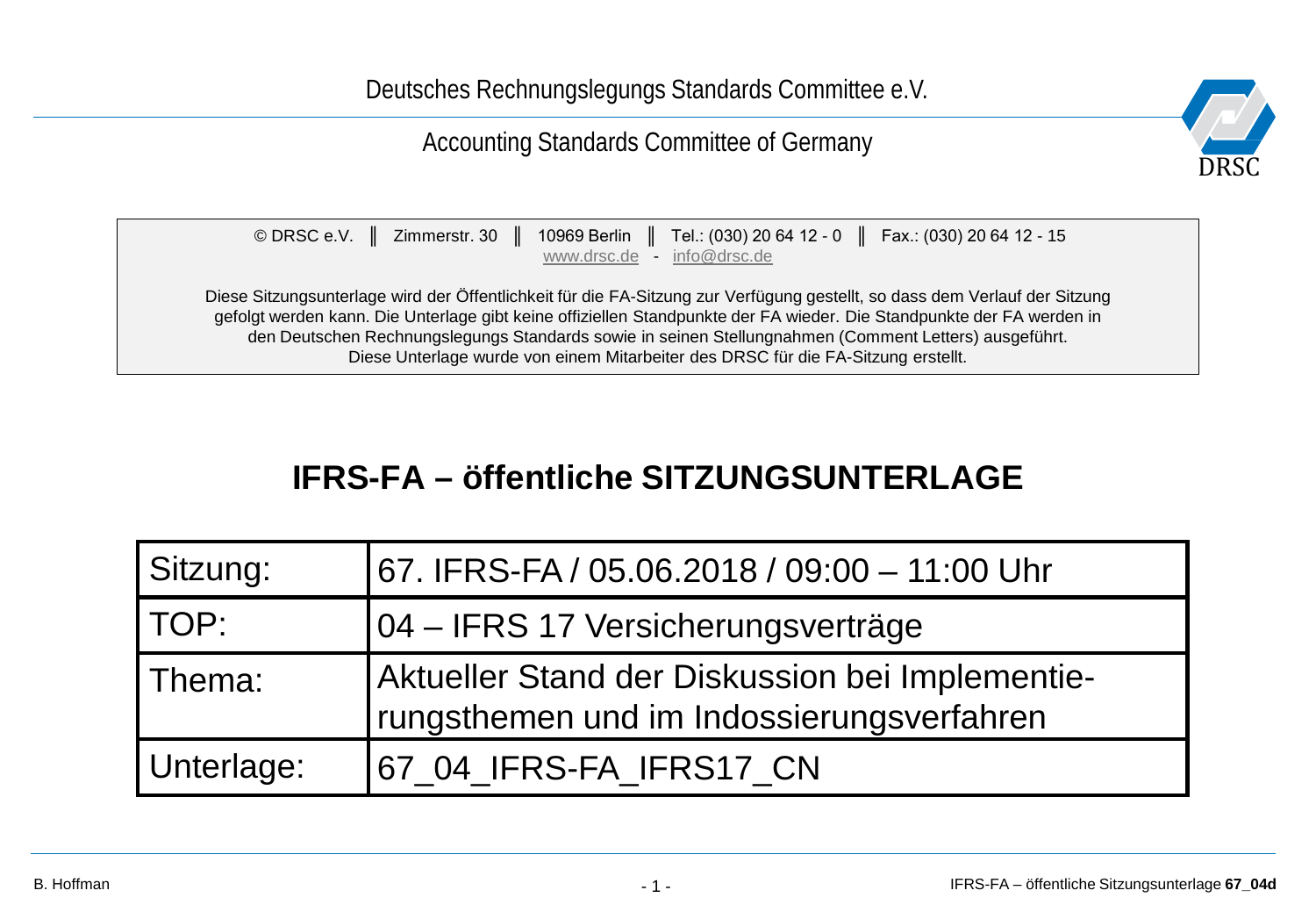Deutsches Rechnungslegungs Standards Committee e.V.

Accounting Standards Committee of Germany

DRSC

© DRSC e.V. ‖ Zimmerstr. 30 ‖ 10969 Berlin ‖ Tel.: (030) 20 64 12 - 0 ‖ Fax.: (030) 20 64 12 - 15
www.drsc.de - info@drsc.de

Diese Sitzungsunterlage wird der Öffentlichkeit für die FA-Sitzung zur Verfügung gestellt, so dass dem Verlauf der Sitzung gefolgt werden kann. Die Unterlage gibt keine offiziellen Standpunkte der FA wieder. Die Standpunkte der FA werden in den Deutschen Rechnungslegungs Standards sowie in seinen Stellungnahmen (Comment Letters) ausgeführt.
Diese Unterlage wurde von einem Mitarbeiter des DRSC für die FA-Sitzung erstellt.

# IFRS-FA – öffentliche SITZUNGSUNTERLAGE

| | |
|---|---|
| Sitzung: | 67. IFRS-FA / 05.06.2018 / 09:00 – 11:00 Uhr |
| TOP: | 04 – IFRS 17 Versicherungsverträge |
| Thema: | Aktueller Stand der Diskussion bei Implementierungsthemen und im Indossierungsverfahren |
| Unterlage: | 67_04_IFRS-FA_IFRS17_CN |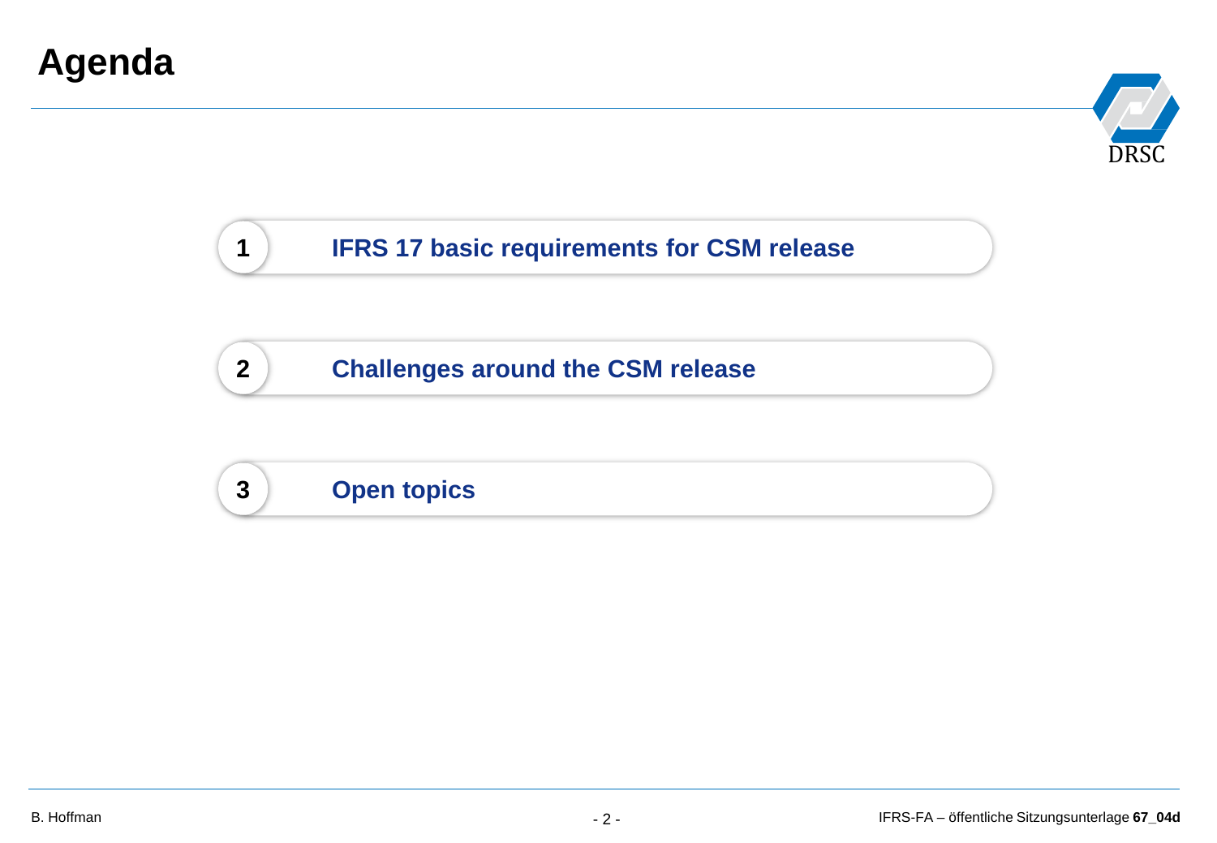# Agenda

1. **IFRS 17 basic requirements for CSM release**
2. **Challenges around the CSM release**
3. **Open topics**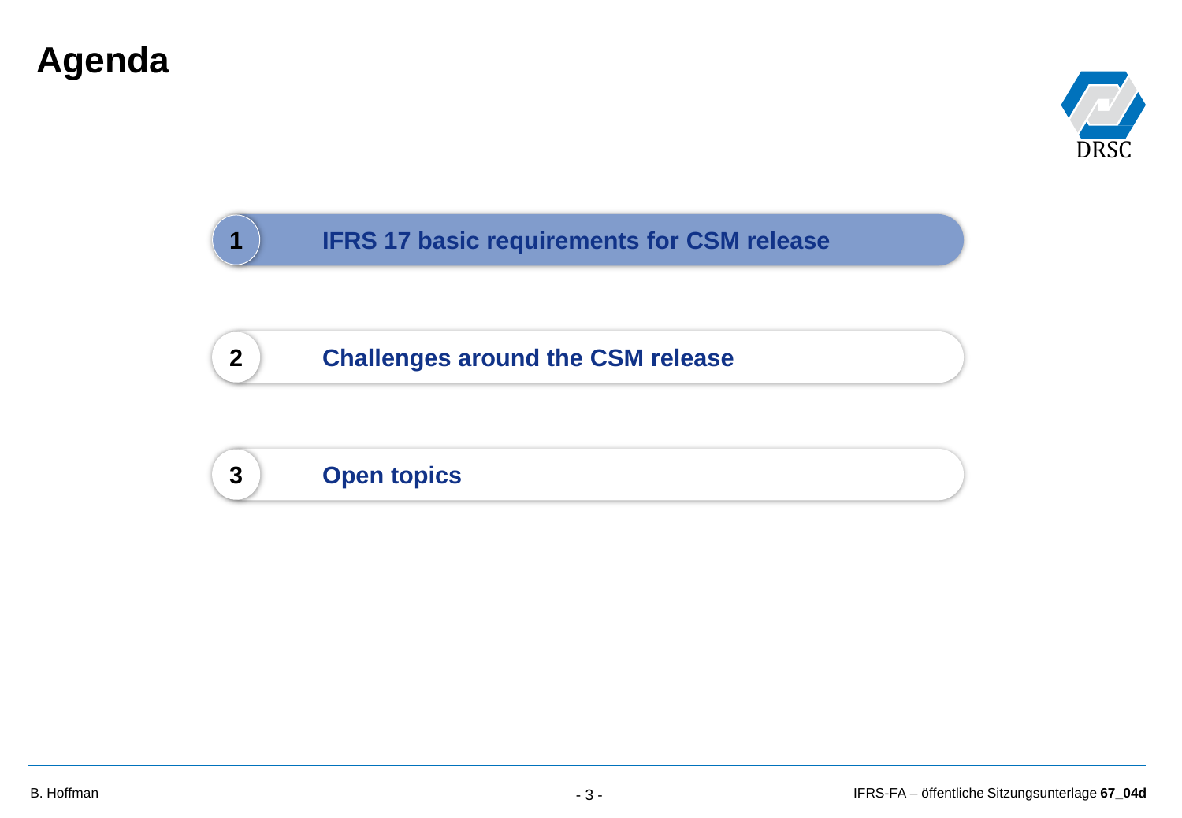# Agenda

1. **IFRS 17 basic requirements for CSM release**
2. **Challenges around the CSM release**
3. **Open topics**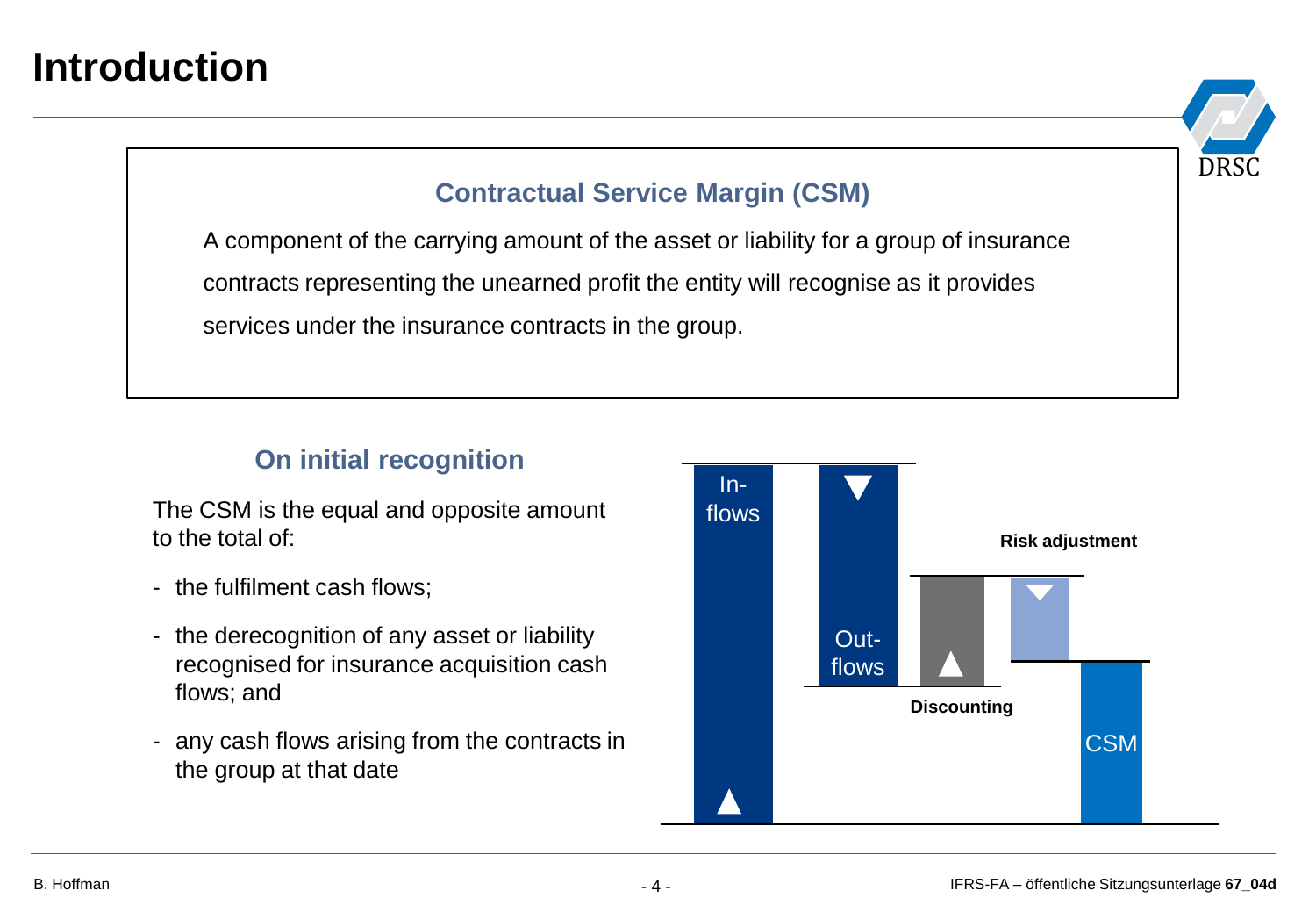# Introduction

### Contractual Service Margin (CSM)

A component of the carrying amount of the asset or liability for a group of insurance contracts representing the unearned profit the entity will recognise as it provides services under the insurance contracts in the group.

### On initial recognition

The CSM is the equal and opposite amount to the total of:

- the fulfilment cash flows;
- the derecognition of any asset or liability recognised for insurance acquisition cash flows; and
- any cash flows arising from the contracts in the group at that date

In-flows

Out-flows

Discounting

Risk adjustment

CSM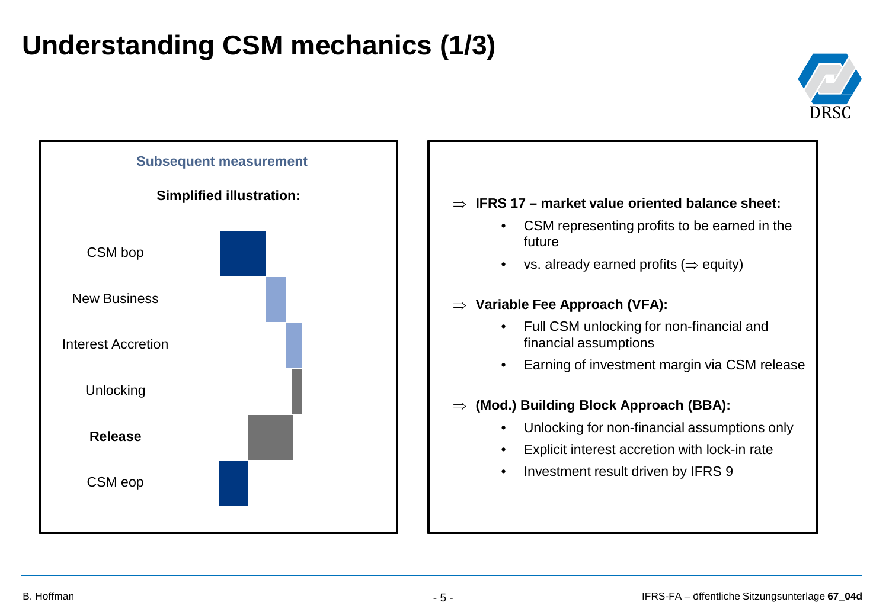# Understanding CSM mechanics (1/3)

**Subsequent measurement**

**Simplified illustration:**

- CSM bop
- New Business
- Interest Accretion
- Unlocking
- **Release**
- CSM eop

⇒ **IFRS 17 – market value oriented balance sheet:**

- CSM representing profits to be earned in the future
- vs. already earned profits (⇒ equity)

⇒ **Variable Fee Approach (VFA):**

- Full CSM unlocking for non-financial and financial assumptions
- Earning of investment margin via CSM release

⇒ **(Mod.) Building Block Approach (BBA):**

- Unlocking for non-financial assumptions only
- Explicit interest accretion with lock-in rate
- Investment result driven by IFRS 9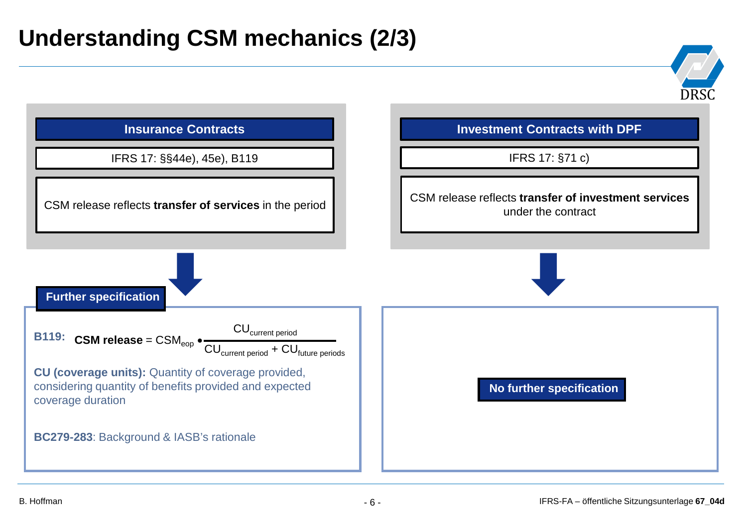# Understanding CSM mechanics (2/3)

## Insurance Contracts

IFRS 17: §§44e), 45e), B119

CSM release reflects **transfer of services** in the period

**Further specification**

**B119:** $$\textbf{CSM release} = CSM_{eop} \bullet \frac{CU_{current\ period}}{CU_{current\ period} + CU_{future\ periods}}$$

**CU (coverage units):** Quantity of coverage provided, considering quantity of benefits provided and expected coverage duration

**BC279-283**: Background & IASB's rationale

## Investment Contracts with DPF

IFRS 17: §71 c)

CSM release reflects **transfer of investment services** under the contract

**No further specification**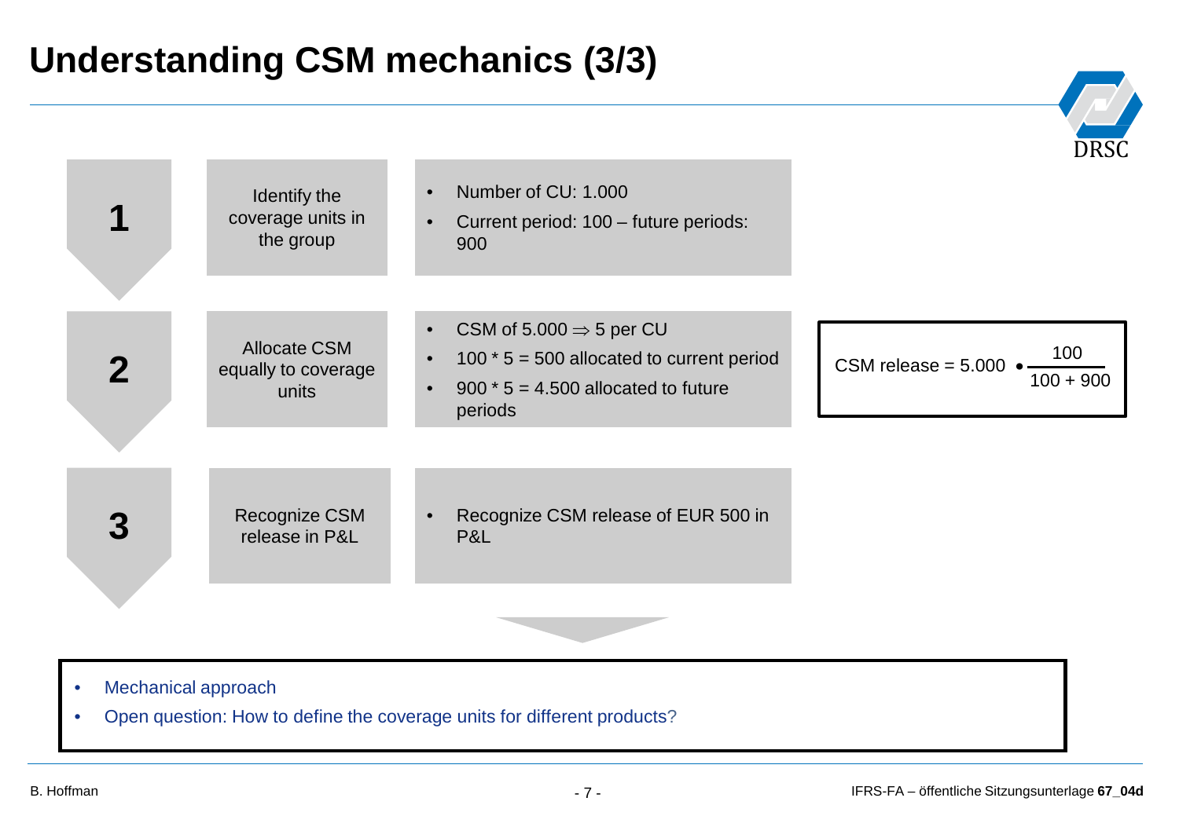# Understanding CSM mechanics (3/3)

| Step | Action | Details |
| --- | --- | --- |
| 1 | Identify the coverage units in the group | • Number of CU: 1.000<br>• Current period: 100 – future periods: 900 |
| 2 | Allocate CSM equally to coverage units | • CSM of 5.000 ⇒ 5 per CU<br>• 100 * 5 = 500 allocated to current period<br>• 900 * 5 = 4.500 allocated to future periods |
| 3 | Recognize CSM release in P&L | • Recognize CSM release of EUR 500 in P&L |

$$\text{CSM release} = 5.000 \bullet \frac{100}{100 + 900}$$

- Mechanical approach
- Open question: How to define the coverage units for different products?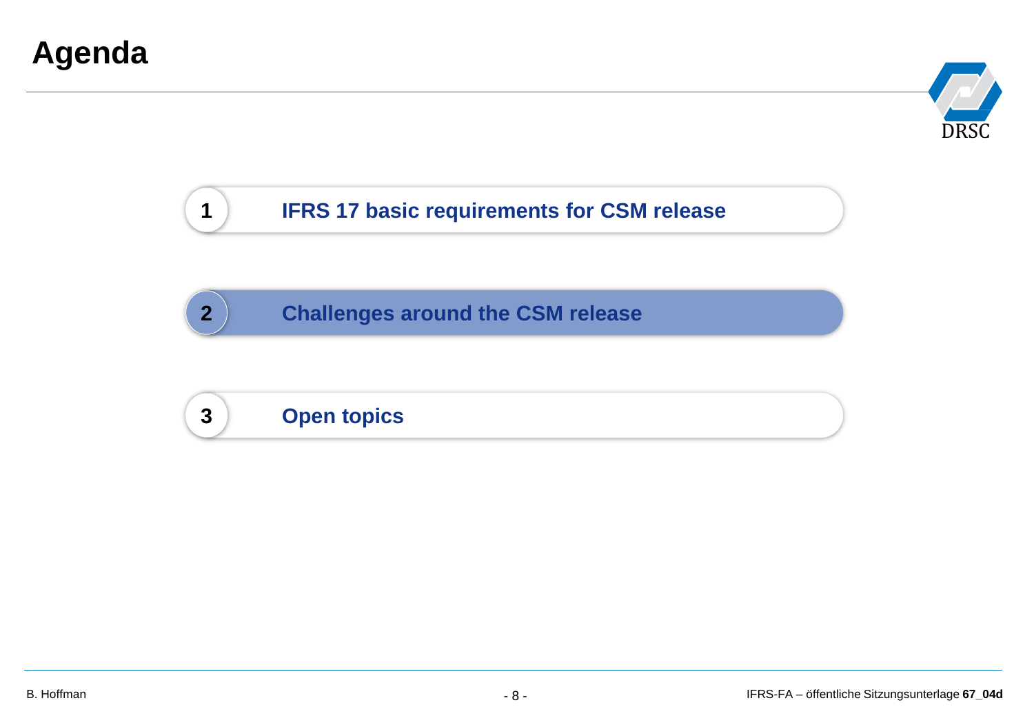# Agenda

1. IFRS 17 basic requirements for CSM release
2. **Challenges around the CSM release**
3. Open topics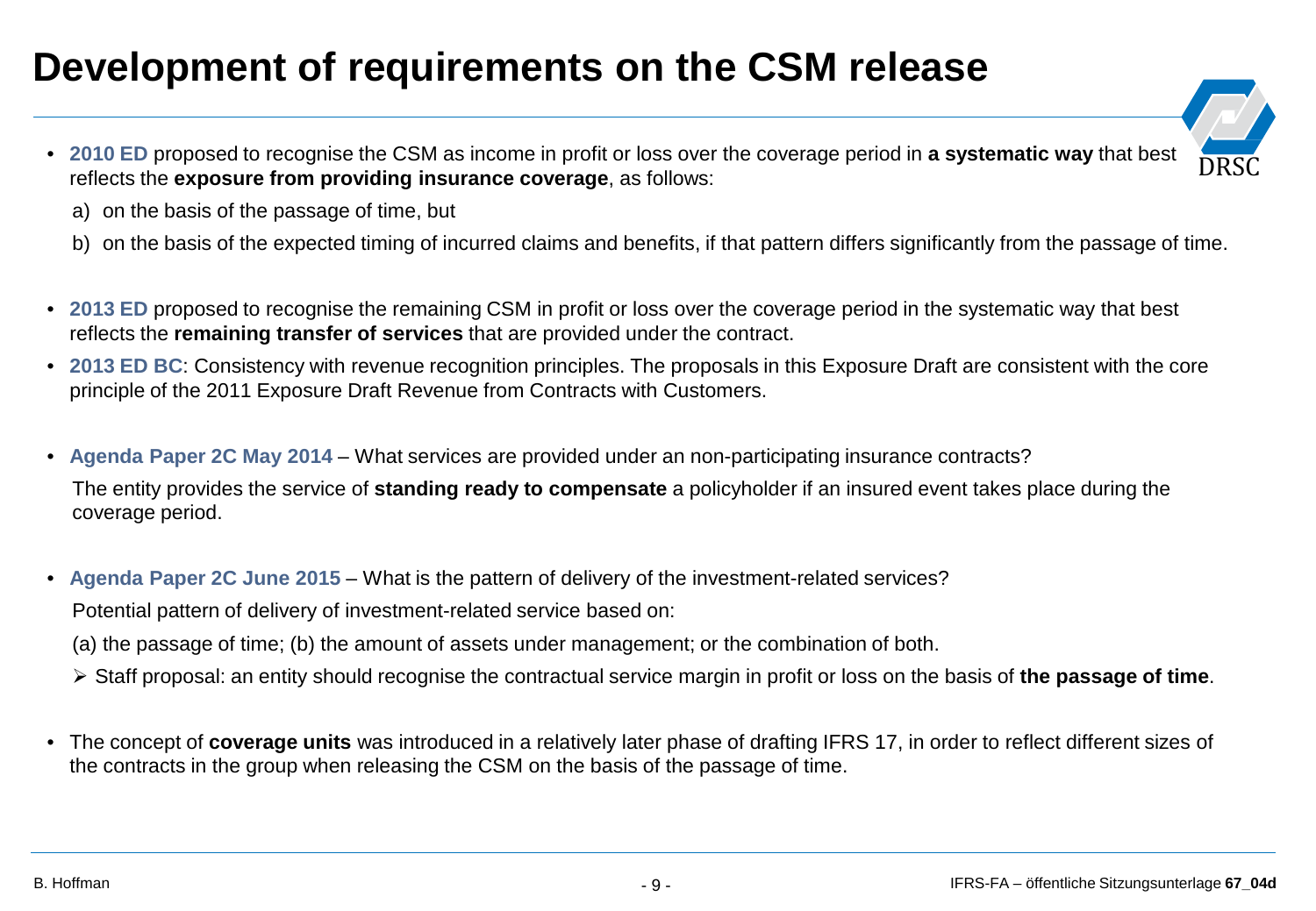# Development of requirements on the CSM release

- **2010 ED** proposed to recognise the CSM as income in profit or loss over the coverage period in **a systematic way** that best reflects the **exposure from providing insurance coverage**, as follows:

  a) on the basis of the passage of time, but

  b) on the basis of the expected timing of incurred claims and benefits, if that pattern differs significantly from the passage of time.

- **2013 ED** proposed to recognise the remaining CSM in profit or loss over the coverage period in the systematic way that best reflects the **remaining transfer of services** that are provided under the contract.
- **2013 ED BC**: Consistency with revenue recognition principles. The proposals in this Exposure Draft are consistent with the core principle of the 2011 Exposure Draft Revenue from Contracts with Customers.

- **Agenda Paper 2C May 2014** – What services are provided under an non-participating insurance contracts?

  The entity provides the service of **standing ready to compensate** a policyholder if an insured event takes place during the coverage period.

- **Agenda Paper 2C June 2015** – What is the pattern of delivery of the investment-related services?

  Potential pattern of delivery of investment-related service based on:

  (a) the passage of time; (b) the amount of assets under management; or the combination of both.

  - Staff proposal: an entity should recognise the contractual service margin in profit or loss on the basis of **the passage of time**.

- The concept of **coverage units** was introduced in a relatively later phase of drafting IFRS 17, in order to reflect different sizes of the contracts in the group when releasing the CSM on the basis of the passage of time.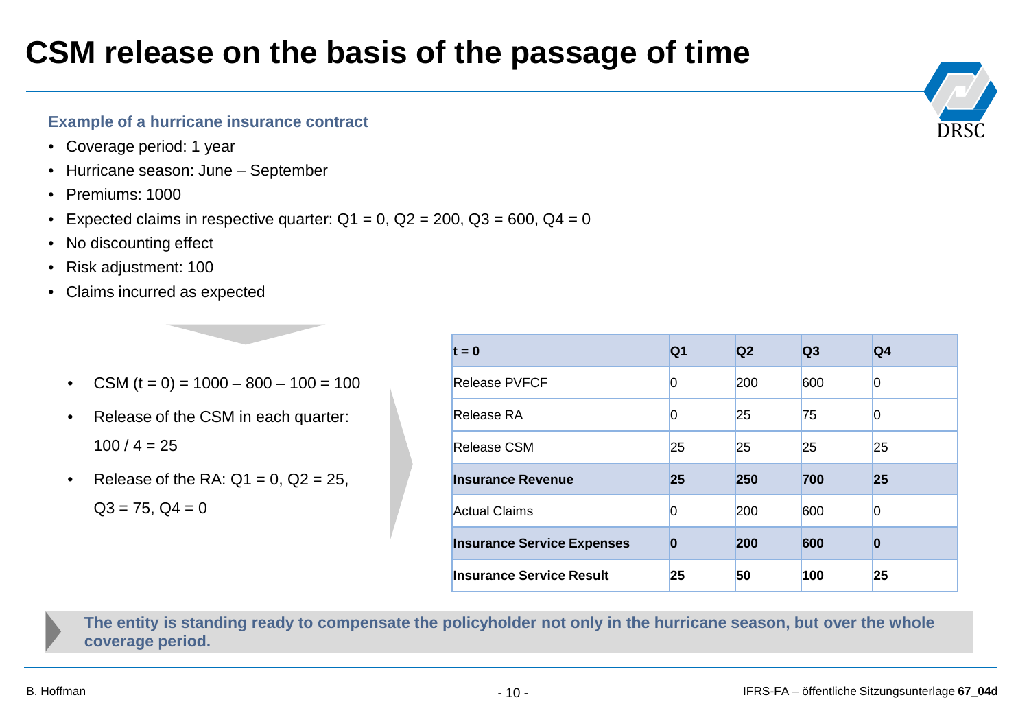# CSM release on the basis of the passage of time

**Example of a hurricane insurance contract**

- Coverage period: 1 year
- Hurricane season: June – September
- Premiums: 1000
- Expected claims in respective quarter: Q1 = 0, Q2 = 200, Q3 = 600, Q4 = 0
- No discounting effect
- Risk adjustment: 100
- Claims incurred as expected

- CSM (t = 0) = 1000 – 800 – 100 = 100
- Release of the CSM in each quarter: 100 / 4 = 25
- Release of the RA: Q1 = 0, Q2 = 25, Q3 = 75, Q4 = 0

| **t = 0** | **Q1** | **Q2** | **Q3** | **Q4** |
|---|---|---|---|---|
| Release PVFCF | 0 | 200 | 600 | 0 |
| Release RA | 0 | 25 | 75 | 0 |
| Release CSM | 25 | 25 | 25 | 25 |
| **Insurance Revenue** | **25** | **250** | **700** | **25** |
| Actual Claims | 0 | 200 | 600 | 0 |
| **Insurance Service Expenses** | **0** | **200** | **600** | **0** |
| **Insurance Service Result** | **25** | **50** | **100** | **25** |

**The entity is standing ready to compensate the policyholder not only in the hurricane season, but over the whole coverage period.**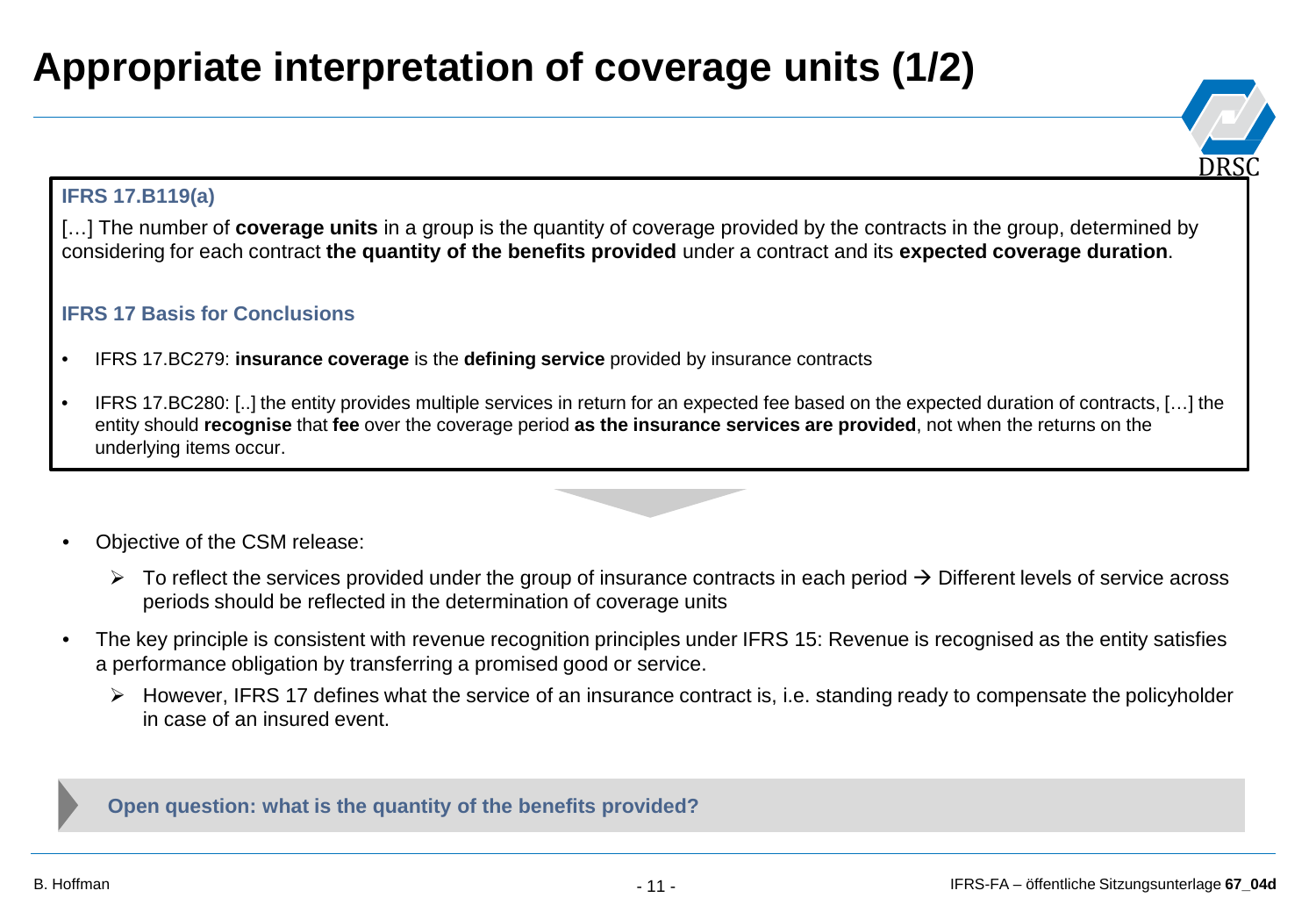# Appropriate interpretation of coverage units (1/2)

**IFRS 17.B119(a)**

[…] The number of **coverage units** in a group is the quantity of coverage provided by the contracts in the group, determined by considering for each contract **the quantity of the benefits provided** under a contract and its **expected coverage duration**.

**IFRS 17 Basis for Conclusions**

- IFRS 17.BC279: **insurance coverage** is the **defining service** provided by insurance contracts
- IFRS 17.BC280: [..] the entity provides multiple services in return for an expected fee based on the expected duration of contracts, […] the entity should **recognise** that **fee** over the coverage period **as the insurance services are provided**, not when the returns on the underlying items occur.

- Objective of the CSM release:
  - To reflect the services provided under the group of insurance contracts in each period → Different levels of service across periods should be reflected in the determination of coverage units
- The key principle is consistent with revenue recognition principles under IFRS 15: Revenue is recognised as the entity satisfies a performance obligation by transferring a promised good or service.
  - However, IFRS 17 defines what the service of an insurance contract is, i.e. standing ready to compensate the policyholder in case of an insured event.

**Open question: what is the quantity of the benefits provided?**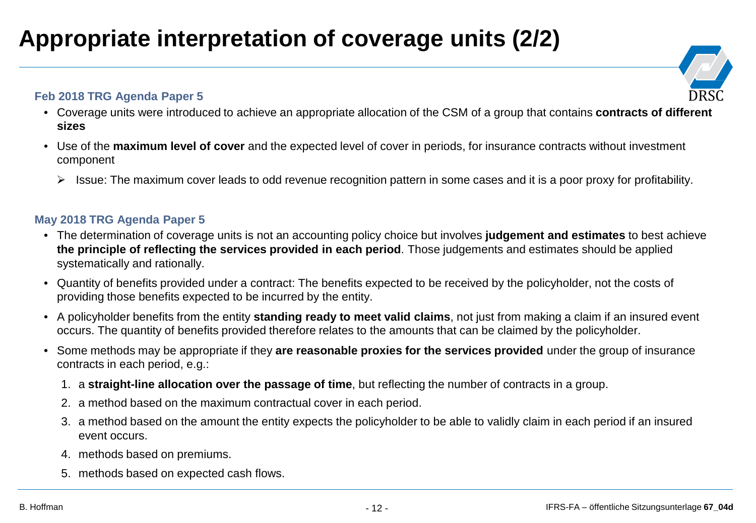# Appropriate interpretation of coverage units (2/2)

### Feb 2018 TRG Agenda Paper 5

- Coverage units were introduced to achieve an appropriate allocation of the CSM of a group that contains **contracts of different sizes**
- Use of the **maximum level of cover** and the expected level of cover in periods, for insurance contracts without investment component
  - Issue: The maximum cover leads to odd revenue recognition pattern in some cases and it is a poor proxy for profitability.

### May 2018 TRG Agenda Paper 5

- The determination of coverage units is not an accounting policy choice but involves **judgement and estimates** to best achieve **the principle of reflecting the services provided in each period**. Those judgements and estimates should be applied systematically and rationally.
- Quantity of benefits provided under a contract: The benefits expected to be received by the policyholder, not the costs of providing those benefits expected to be incurred by the entity.
- A policyholder benefits from the entity **standing ready to meet valid claims**, not just from making a claim if an insured event occurs. The quantity of benefits provided therefore relates to the amounts that can be claimed by the policyholder.
- Some methods may be appropriate if they **are reasonable proxies for the services provided** under the group of insurance contracts in each period, e.g.:
  1. a **straight-line allocation over the passage of time**, but reflecting the number of contracts in a group.
  2. a method based on the maximum contractual cover in each period.
  3. a method based on the amount the entity expects the policyholder to be able to validly claim in each period if an insured event occurs.
  4. methods based on premiums.
  5. methods based on expected cash flows.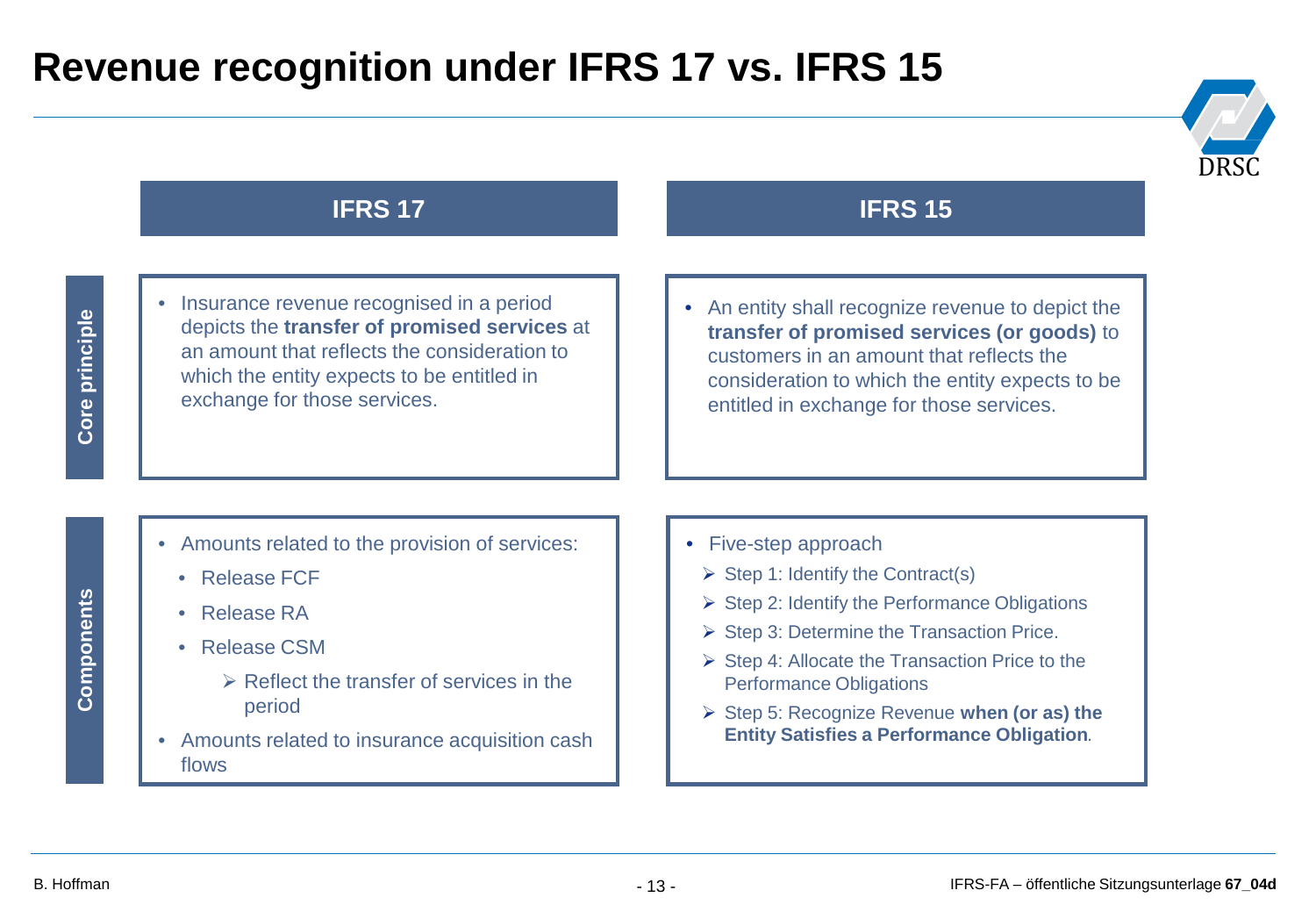# Revenue recognition under IFRS 17 vs. IFRS 15

| | IFRS 17 | IFRS 15 |
|---|---|---|
| **Core principle** | • Insurance revenue recognised in a period depicts the **transfer of promised services** at an amount that reflects the consideration to which the entity expects to be entitled in exchange for those services. | • An entity shall recognize revenue to depict the **transfer of promised services (or goods)** to customers in an amount that reflects the consideration to which the entity expects to be entitled in exchange for those services. |
| **Components** | • Amounts related to the provision of services:<br>  • Release FCF<br>  • Release RA<br>  • Release CSM<br>    ➢ Reflect the transfer of services in the period<br>• Amounts related to insurance acquisition cash flows | • Five-step approach<br>  ➢ Step 1: Identify the Contract(s)<br>  ➢ Step 2: Identify the Performance Obligations<br>  ➢ Step 3: Determine the Transaction Price.<br>  ➢ Step 4: Allocate the Transaction Price to the Performance Obligations<br>  ➢ Step 5: Recognize Revenue **when (or as) the Entity Satisfies a Performance Obligation**. |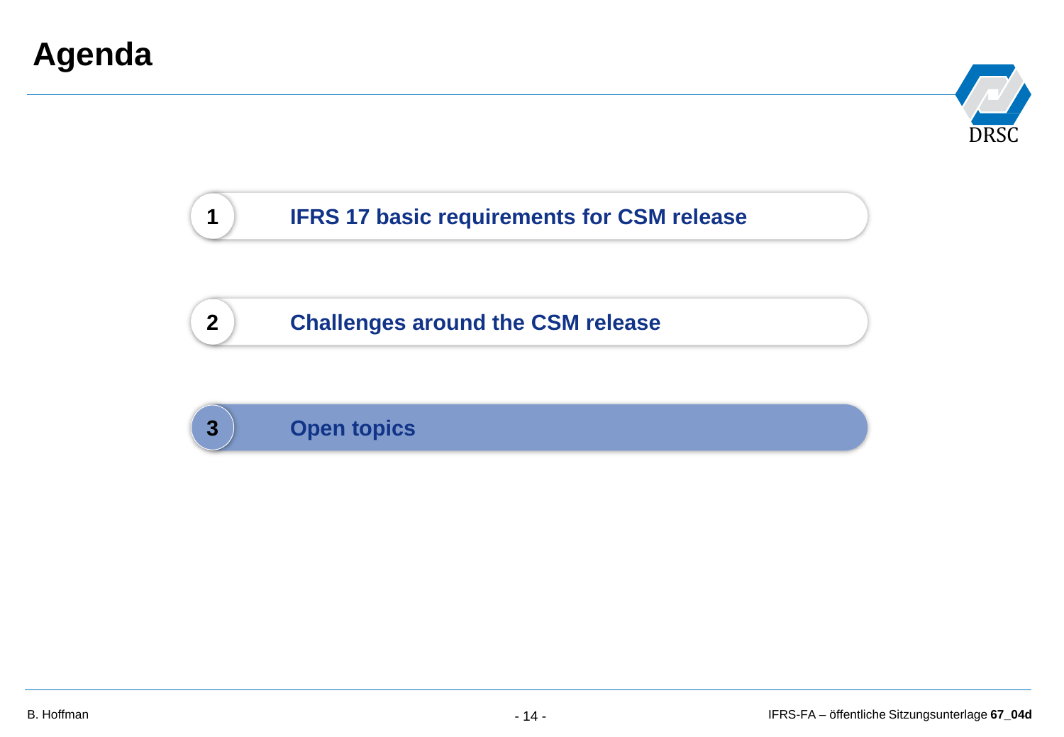# Agenda

1. IFRS 17 basic requirements for CSM release

2. Challenges around the CSM release

3. **Open topics**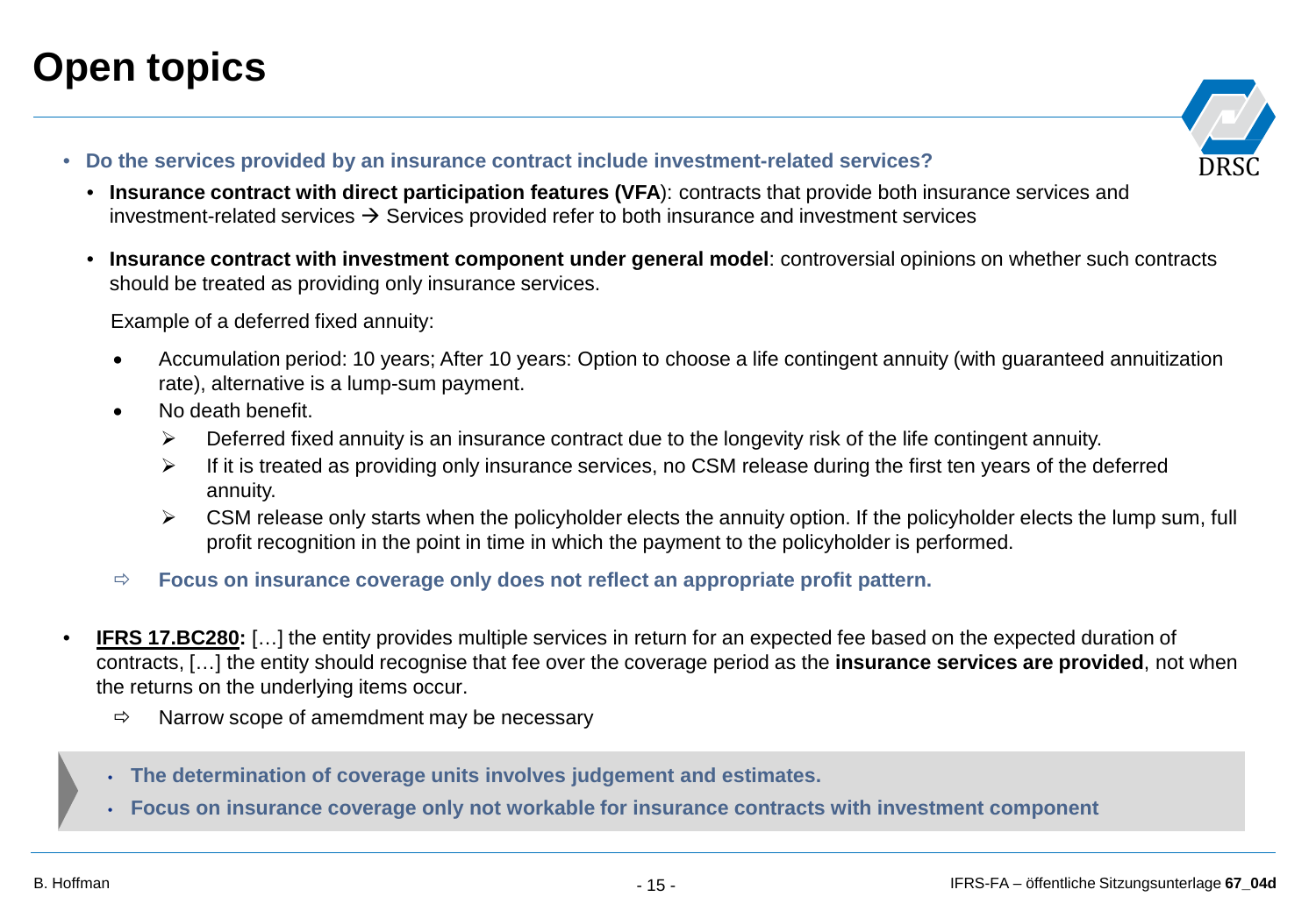# Open topics

- **Do the services provided by an insurance contract include investment-related services?**
  - **Insurance contract with direct participation features (VFA**): contracts that provide both insurance services and investment-related services → Services provided refer to both insurance and investment services
  - **Insurance contract with investment component under general model**: controversial opinions on whether such contracts should be treated as providing only insurance services.

    Example of a deferred fixed annuity:

    - Accumulation period: 10 years; After 10 years: Option to choose a life contingent annuity (with guaranteed annuitization rate), alternative is a lump-sum payment.
    - No death benefit.
      - Deferred fixed annuity is an insurance contract due to the longevity risk of the life contingent annuity.
      - If it is treated as providing only insurance services, no CSM release during the first ten years of the deferred annuity.
      - CSM release only starts when the policyholder elects the annuity option. If the policyholder elects the lump sum, full profit recognition in the point in time in which the payment to the policyholder is performed.

    ⇨ **Focus on insurance coverage only does not reflect an appropriate profit pattern.**

- **IFRS 17.BC280:** […] the entity provides multiple services in return for an expected fee based on the expected duration of contracts, […] the entity should recognise that fee over the coverage period as the **insurance services are provided**, not when the returns on the underlying items occur.

  ⇨ Narrow scope of amemdment may be necessary

- **The determination of coverage units involves judgement and estimates.**
- **Focus on insurance coverage only not workable for insurance contracts with investment component**